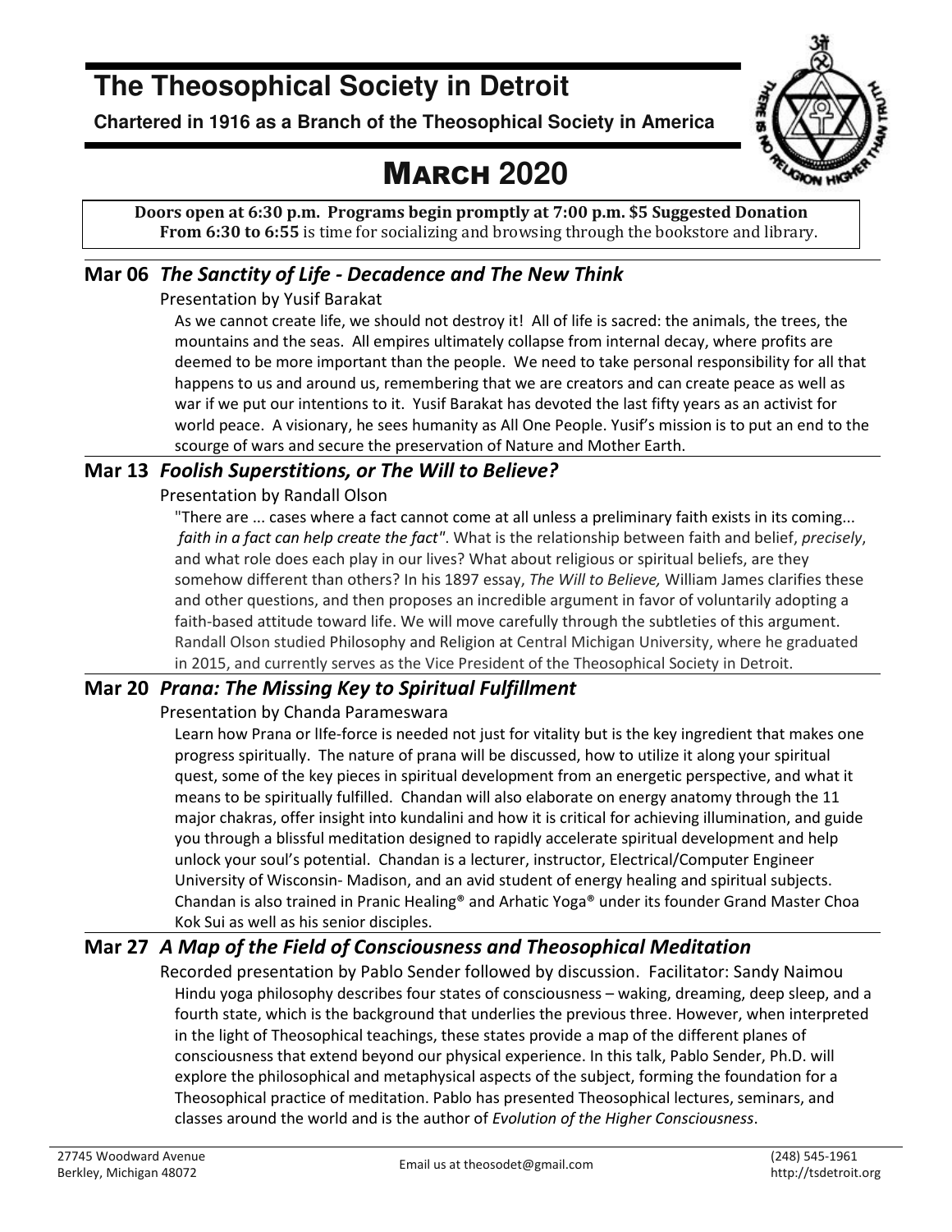# The Theosophical Society in Detroit

**Chartered in 1916 as a Branch of the Theosophical Society in America**

# MARCH 2020

**Doors open at 6:30 p.m. Programs begin promptly at 7:00 p.m. $5 Suggested Donation**
**From 6:30 to 6:55** is time for socializing and browsing through the bookstore and library.

## Mar 06 *The Sanctity of Life - Decadence and The New Think*

Presentation by Yusif Barakat

As we cannot create life, we should not destroy it! All of life is sacred: the animals, the trees, the mountains and the seas. All empires ultimately collapse from internal decay, where profits are deemed to be more important than the people. We need to take personal responsibility for all that happens to us and around us, remembering that we are creators and can create peace as well as war if we put our intentions to it. Yusif Barakat has devoted the last fifty years as an activist for world peace. A visionary, he sees humanity as All One People. Yusif's mission is to put an end to the scourge of wars and secure the preservation of Nature and Mother Earth.

## Mar 13 *Foolish Superstitions, or The Will to Believe?*

Presentation by Randall Olson

"There are ... cases where a fact cannot come at all unless a preliminary faith exists in its coming... *faith in a fact can help create the fact"*. What is the relationship between faith and belief, *precisely*, and what role does each play in our lives? What about religious or spiritual beliefs, are they somehow different than others? In his 1897 essay, *The Will to Believe,* William James clarifies these and other questions, and then proposes an incredible argument in favor of voluntarily adopting a faith-based attitude toward life. We will move carefully through the subtleties of this argument. Randall Olson studied Philosophy and Religion at Central Michigan University, where he graduated in 2015, and currently serves as the Vice President of the Theosophical Society in Detroit.

## Mar 20 *Prana: The Missing Key to Spiritual Fulfillment*

Presentation by Chanda Parameswara

Learn how Prana or lIfe-force is needed not just for vitality but is the key ingredient that makes one progress spiritually. The nature of prana will be discussed, how to utilize it along your spiritual quest, some of the key pieces in spiritual development from an energetic perspective, and what it means to be spiritually fulfilled. Chandan will also elaborate on energy anatomy through the 11 major chakras, offer insight into kundalini and how it is critical for achieving illumination, and guide you through a blissful meditation designed to rapidly accelerate spiritual development and help unlock your soul's potential. Chandan is a lecturer, instructor, Electrical/Computer Engineer University of Wisconsin- Madison, and an avid student of energy healing and spiritual subjects. Chandan is also trained in Pranic Healing® and Arhatic Yoga® under its founder Grand Master Choa Kok Sui as well as his senior disciples.

## Mar 27 *A Map of the Field of Consciousness and Theosophical Meditation*

Recorded presentation by Pablo Sender followed by discussion. Facilitator: Sandy Naimou

Hindu yoga philosophy describes four states of consciousness – waking, dreaming, deep sleep, and a fourth state, which is the background that underlies the previous three. However, when interpreted in the light of Theosophical teachings, these states provide a map of the different planes of consciousness that extend beyond our physical experience. In this talk, Pablo Sender, Ph.D. will explore the philosophical and metaphysical aspects of the subject, forming the foundation for a Theosophical practice of meditation. Pablo has presented Theosophical lectures, seminars, and classes around the world and is the author of *Evolution of the Higher Consciousness*.

27745 Woodward Avenue
Berkley, Michigan 48072

Email us at theosodet@gmail.com

(248) 545-1961
http://tsdetroit.org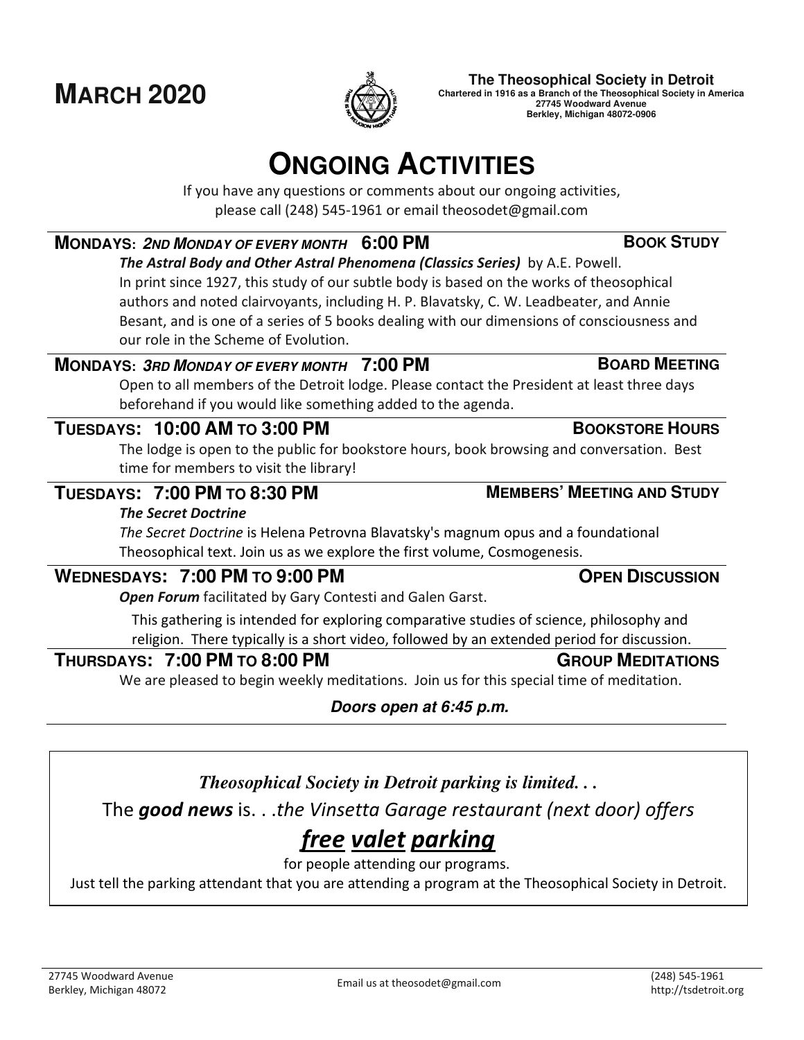**MARCH 2020**

**The Theosophical Society in Detroit**
**Chartered in 1916 as a Branch of the Theosophical Society in America**
**27745 Woodward Avenue**
**Berkley, Michigan 48072-0906**

# ONGOING ACTIVITIES

If you have any questions or comments about our ongoing activities, please call (248) 545-1961 or email theosodet@gmail.com

---

### MONDAYS: *2ND MONDAY OF EVERY MONTH* 6:00 PM — BOOK STUDY

***The Astral Body and Other Astral Phenomena (Classics Series)*** by A.E. Powell.
In print since 1927, this study of our subtle body is based on the works of theosophical authors and noted clairvoyants, including H. P. Blavatsky, C. W. Leadbeater, and Annie Besant, and is one of a series of 5 books dealing with our dimensions of consciousness and our role in the Scheme of Evolution.

---

### MONDAYS: *3RD MONDAY OF EVERY MONTH* 7:00 PM — BOARD MEETING

Open to all members of the Detroit lodge. Please contact the President at least three days beforehand if you would like something added to the agenda.

---

### TUESDAYS: 10:00 AM TO 3:00 PM — BOOKSTORE HOURS

The lodge is open to the public for bookstore hours, book browsing and conversation. Best time for members to visit the library!

---

### TUESDAYS: 7:00 PM TO 8:30 PM — MEMBERS' MEETING AND STUDY

***The Secret Doctrine***
*The Secret Doctrine* is Helena Petrovna Blavatsky's magnum opus and a foundational Theosophical text. Join us as we explore the first volume, Cosmogenesis.

---

### WEDNESDAYS: 7:00 PM TO 9:00 PM — OPEN DISCUSSION

***Open Forum*** facilitated by Gary Contesti and Galen Garst.

This gathering is intended for exploring comparative studies of science, philosophy and religion. There typically is a short video, followed by an extended period for discussion.

---

### THURSDAYS: 7:00 PM TO 8:00 PM — GROUP MEDITATIONS

We are pleased to begin weekly meditations. Join us for this special time of meditation.

***Doors open at 6:45 p.m.***

---

***Theosophical Society in Detroit parking is limited. . .***

The ***good news*** is. . .*the Vinsetta Garage restaurant (next door) offers*

## ***free valet parking***

for people attending our programs.

Just tell the parking attendant that you are attending a program at the Theosophical Society in Detroit.

---

27745 Woodward Avenue
Berkley, Michigan 48072

Email us at theosodet@gmail.com

(248) 545-1961
http://tsdetroit.org